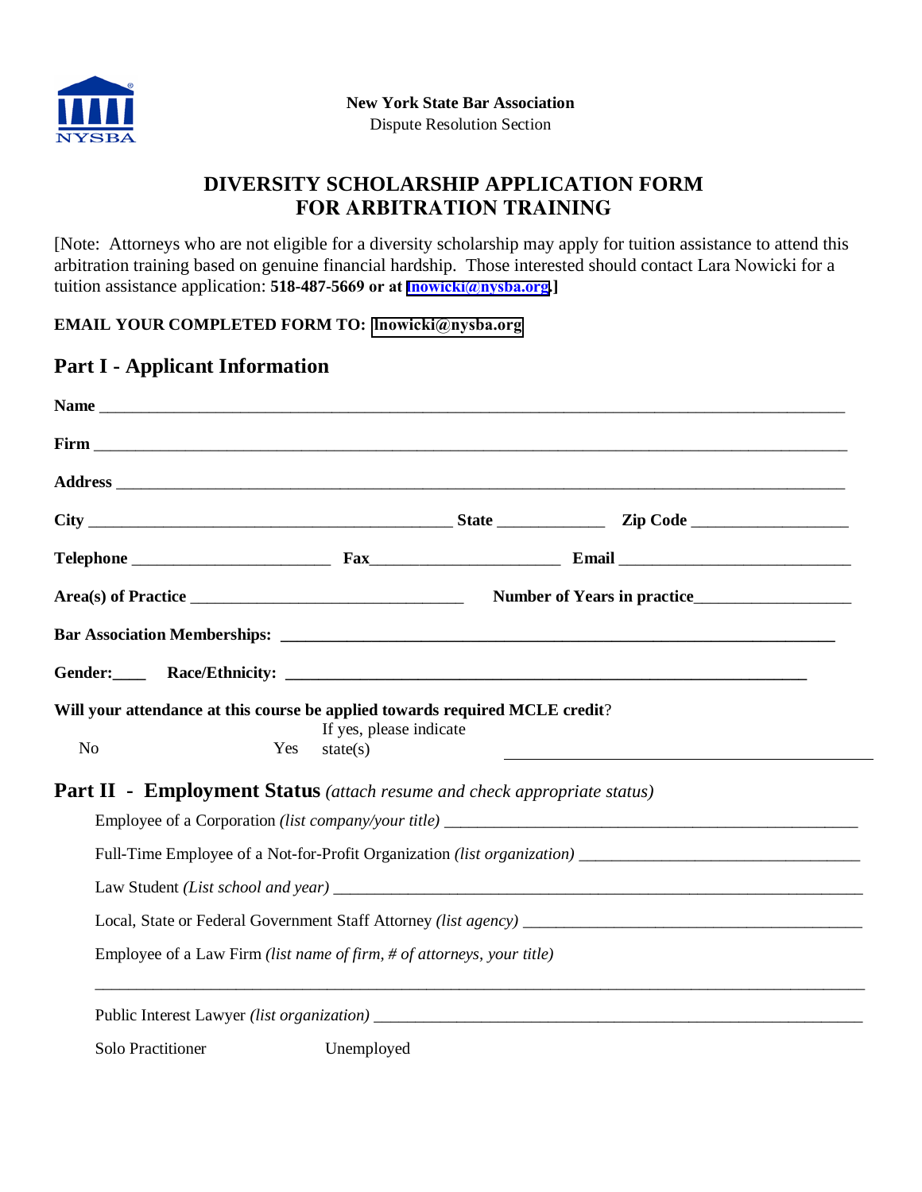**New York State Bar Association**
Dispute Resolution Section

# DIVERSITY SCHOLARSHIP APPLICATION FORM FOR ARBITRATION TRAINING

[Note: Attorneys who are not eligible for a diversity scholarship may apply for tuition assistance to attend this arbitration training based on genuine financial hardship. Those interested should contact Lara Nowicki for a tuition assistance application: **518-487-5669 or at lnowicki@nysba.org.**]

**EMAIL YOUR COMPLETED FORM TO: lnowicki@nysba.org**

## Part I - Applicant Information

**Name** ______________________________________________________________________________

**Firm** ______________________________________________________________________________

**Address** ____________________________________________________________________________

**City** ________________________________________ **State** ____________ **Zip Code** __________________

**Telephone** ______________________ **Fax**______________________ **Email** __________________________

**Area(s) of Practice** ______________________________ **Number of Years in practice**__________________

**Bar Association Memberships:** ______________________________________________________________

**Gender:**____ **Race/Ethnicity:** _____________________________________________________________

**Will your attendance at this course be applied towards required MCLE credit**?

No Yes If yes, please indicate state(s) ________________________________

## Part II - Employment Status *(attach resume and check appropriate status)*

Employee of a Corporation *(list company/your title)* ______________________________________________

Full-Time Employee of a Not-for-Profit Organization *(list organization)* ______________________________

Law Student *(List school and year)* ______________________________________________________________

Local, State or Federal Government Staff Attorney *(list agency)* _______________________________________

Employee of a Law Firm *(list name of firm, # of attorneys, your title)*

______________________________________________________________________________________

Public Interest Lawyer *(list organization)* _________________________________________________________

Solo Practitioner Unemployed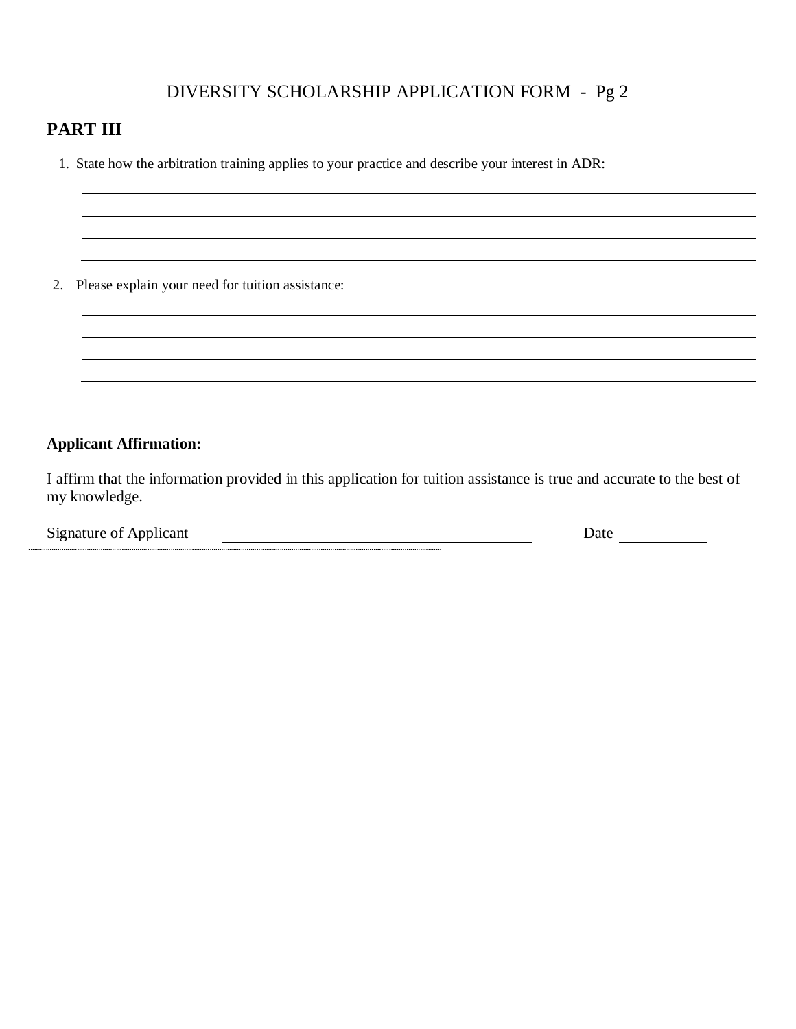DIVERSITY SCHOLARSHIP APPLICATION FORM - Pg 2

## PART III

1. State how the arbitration training applies to your practice and describe your interest in ADR:

2. Please explain your need for tuition assistance:

**Applicant Affirmation:**

I affirm that the information provided in this application for tuition assistance is true and accurate to the best of my knowledge.

Signature of Applicant ______________________________ Date __________